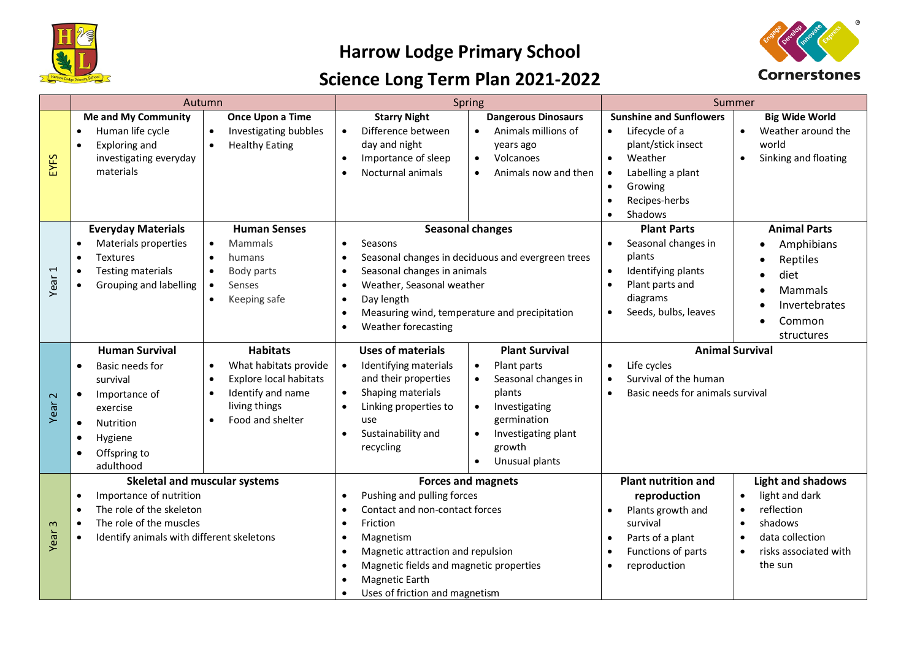# Harrow Lodge Primary School

## Science Long Term Plan 2021-2022

| | Autumn | | Spring | | Summer | |
|---|---|---|---|---|---|---|
| **EYFS** | **Me and My Community**<br>• Human life cycle<br>• Exploring and investigating everyday materials | **Once Upon a Time**<br>• Investigating bubbles<br>• Healthy Eating | **Starry Night**<br>• Difference between day and night<br>• Importance of sleep<br>• Nocturnal animals | **Dangerous Dinosaurs**<br>• Animals millions of years ago<br>• Volcanoes<br>• Animals now and then | **Sunshine and Sunflowers**<br>• Lifecycle of a plant/stick insect<br>• Weather<br>• Labelling a plant<br>• Growing<br>• Recipes-herbs<br>• Shadows | **Big Wide World**<br>• Weather around the world<br>• Sinking and floating |
| **Year 1** | **Everyday Materials**<br>• Materials properties<br>• Textures<br>• Testing materials<br>• Grouping and labelling | **Human Senses**<br>• Mammals<br>• humans<br>• Body parts<br>• Senses<br>• Keeping safe | **Seasonal changes**<br>• Seasons<br>• Seasonal changes in deciduous and evergreen trees<br>• Seasonal changes in animals<br>• Weather, Seasonal weather<br>• Day length<br>• Measuring wind, temperature and precipitation<br>• Weather forecasting | | **Plant Parts**<br>• Seasonal changes in plants<br>• Identifying plants<br>• Plant parts and diagrams<br>• Seeds, bulbs, leaves | **Animal Parts**<br>• Amphibians<br>• Reptiles<br>• diet<br>• Mammals<br>• Invertebrates<br>• Common structures |
| **Year 2** | **Human Survival**<br>• Basic needs for survival<br>• Importance of exercise<br>• Nutrition<br>• Hygiene<br>• Offspring to adulthood | **Habitats**<br>• What habitats provide<br>• Explore local habitats<br>• Identify and name living things<br>• Food and shelter | **Uses of materials**<br>• Identifying materials and their properties<br>• Shaping materials<br>• Linking properties to use<br>• Sustainability and recycling | **Plant Survival**<br>• Plant parts<br>• Seasonal changes in plants<br>• Investigating germination<br>• Investigating plant growth<br>• Unusual plants | **Animal Survival**<br>• Life cycles<br>• Survival of the human<br>• Basic needs for animals survival | |
| **Year 3** | **Skeletal and muscular systems**<br>• Importance of nutrition<br>• The role of the skeleton<br>• The role of the muscles<br>• Identify animals with different skeletons | | **Forces and magnets**<br>• Pushing and pulling forces<br>• Contact and non-contact forces<br>• Friction<br>• Magnetism<br>• Magnetic attraction and repulsion<br>• Magnetic fields and magnetic properties<br>• Magnetic Earth<br>• Uses of friction and magnetism | | **Plant nutrition and reproduction**<br>• Plants growth and survival<br>• Parts of a plant<br>• Functions of parts<br>• reproduction | **Light and shadows**<br>• light and dark<br>• reflection<br>• shadows<br>• data collection<br>• risks associated with the sun |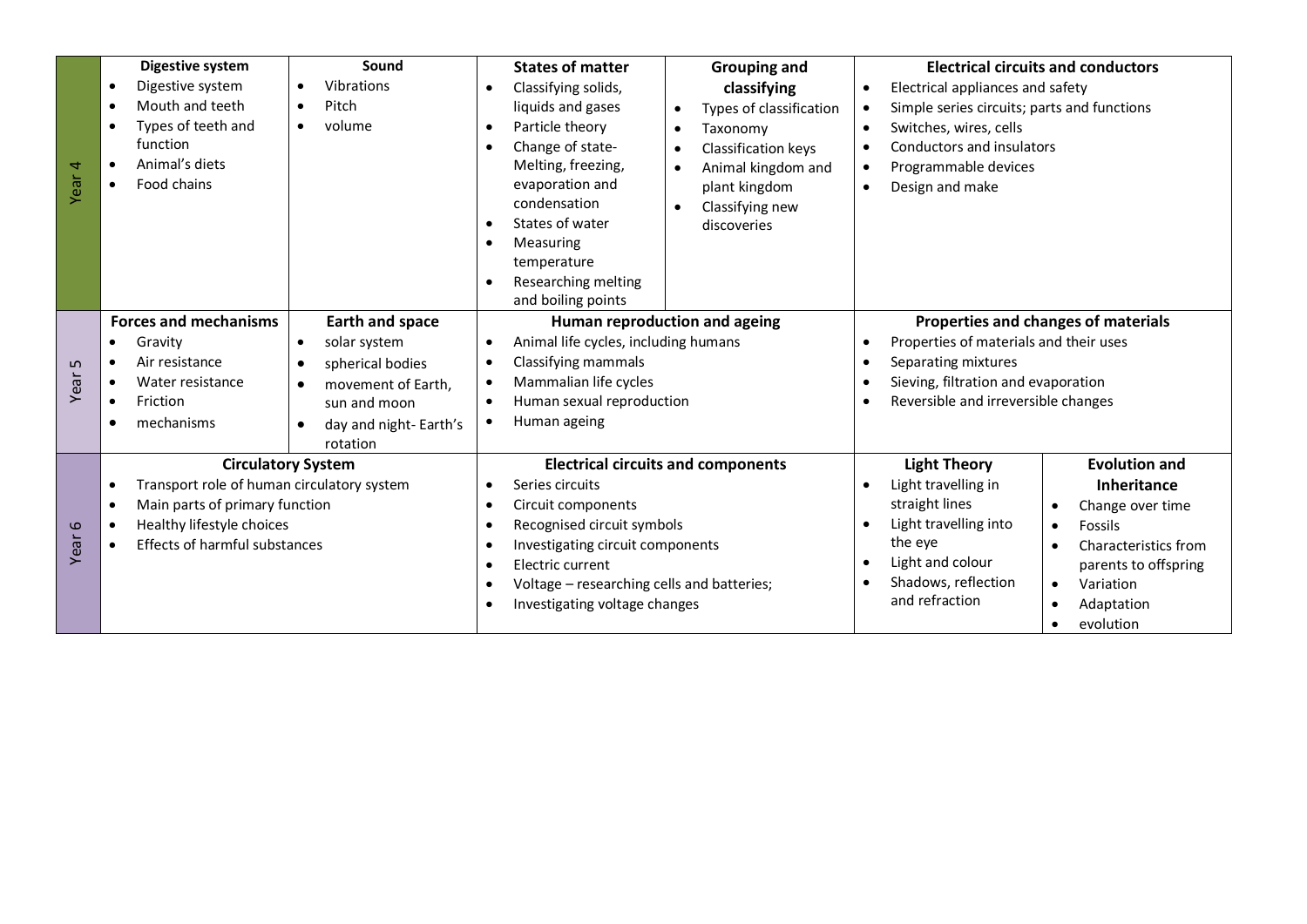| | | | | | | |
|---|---|---|---|---|---|---|
| Year 4 | **Digestive system**<br>• Digestive system<br>• Mouth and teeth<br>• Types of teeth and function<br>• Animal's diets<br>• Food chains | **Sound**<br>• Vibrations<br>• Pitch<br>• volume | **States of matter**<br>• Classifying solids, liquids and gases<br>• Particle theory<br>• Change of state- Melting, freezing, evaporation and condensation<br>• States of water<br>• Measuring temperature<br>• Researching melting and boiling points | **Grouping and classifying**<br>• Types of classification<br>• Taxonomy<br>• Classification keys<br>• Animal kingdom and plant kingdom<br>• Classifying new discoveries | **Electrical circuits and conductors**<br>• Electrical appliances and safety<br>• Simple series circuits; parts and functions<br>• Switches, wires, cells<br>• Conductors and insulators<br>• Programmable devices<br>• Design and make | |
| Year 5 | **Forces and mechanisms**<br>• Gravity<br>• Air resistance<br>• Water resistance<br>• Friction<br>• mechanisms | **Earth and space**<br>• solar system<br>• spherical bodies<br>• movement of Earth, sun and moon<br>• day and night- Earth's rotation | **Human reproduction and ageing**<br>• Animal life cycles, including humans<br>• Classifying mammals<br>• Mammalian life cycles<br>• Human sexual reproduction<br>• Human ageing | | **Properties and changes of materials**<br>• Properties of materials and their uses<br>• Separating mixtures<br>• Sieving, filtration and evaporation<br>• Reversible and irreversible changes | |
| Year 6 | **Circulatory System**<br>• Transport role of human circulatory system<br>• Main parts of primary function<br>• Healthy lifestyle choices<br>• Effects of harmful substances | | **Electrical circuits and components**<br>• Series circuits<br>• Circuit components<br>• Recognised circuit symbols<br>• Investigating circuit components<br>• Electric current<br>• Voltage – researching cells and batteries;<br>• Investigating voltage changes | | **Light Theory**<br>• Light travelling in straight lines<br>• Light travelling into the eye<br>• Light and colour<br>• Shadows, reflection and refraction | **Evolution and Inheritance**<br>• Change over time<br>• Fossils<br>• Characteristics from parents to offspring<br>• Variation<br>• Adaptation<br>• evolution |